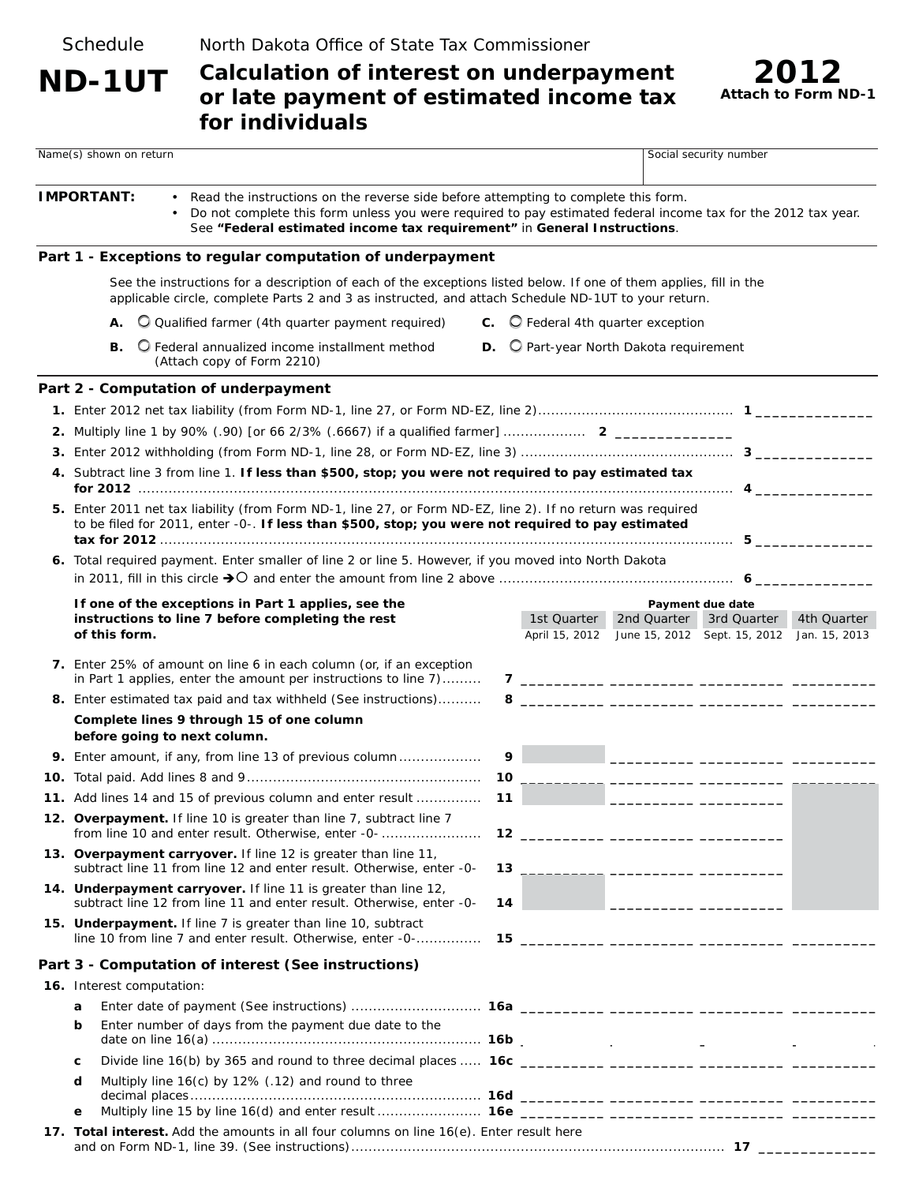Schedule

# ND-1UT

North Dakota Office of State Tax Commissioner

## Calculation of interest on underpayment or late payment of estimated income tax for individuals

**2012**
**Attach to Form ND-1**

| Name(s) shown on return | Social security number |
|---|---|
| | |

**IMPORTANT:**
- Read the instructions on the reverse side before attempting to complete this form.
- Do not complete this form unless you were required to pay estimated federal income tax for the 2012 tax year. See **"Federal estimated income tax requirement"** in **General Instructions**.

### Part 1 - Exceptions to regular computation of underpayment

See the instructions for a description of each of the exceptions listed below. If one of them applies, fill in the applicable circle, complete Parts 2 and 3 as instructed, and attach Schedule ND-1UT to your return.

**A.** ○ Qualified farmer (4th quarter payment required)

**B.** ○ Federal annualized income installment method (Attach copy of Form 2210)

**C.** ○ Federal 4th quarter exception

**D.** ○ Part-year North Dakota requirement

### Part 2 - Computation of underpayment

**1.** Enter 2012 net tax liability (from Form ND-1, line 27, or Form ND-EZ, line 2) .......... **1** ______________

**2.** Multiply line 1 by 90% (.90) [or 66 2/3% (.6667) if a qualified farmer] .......... **2** ______________

**3.** Enter 2012 withholding (from Form ND-1, line 28, or Form ND-EZ, line 3) .......... **3** ______________

**4.** Subtract line 3 from line 1. **If less than $500, stop; you were not required to pay estimated tax for 2012** .......... **4** ______________

**5.** Enter 2011 net tax liability (from Form ND-1, line 27, or Form ND-EZ, line 2). If no return was required to be filed for 2011, enter -0-. **If less than $500, stop; you were not required to pay estimated tax for 2012** .......... **5** ______________

**6.** Total required payment. Enter smaller of line 2 or line 5. However, if you moved into North Dakota in 2011, fill in this circle ➔○ and enter the amount from line 2 above .......... **6** ______________

**If one of the exceptions in Part 1 applies, see the instructions to line 7 before completing the rest of this form.**

| | | Payment due date | | | |
|---|---|---|---|---|---|
| | | 1st Quarter April 15, 2012 | 2nd Quarter June 15, 2012 | 3rd Quarter Sept. 15, 2012 | 4th Quarter Jan. 15, 2013 |
| **7.** Enter 25% of amount on line 6 in each column (or, if an exception in Part 1 applies, enter the amount per instructions to line 7) | **7** | | | | |
| **8.** Enter estimated tax paid and tax withheld (See instructions) | **8** | | | | |
| **Complete lines 9 through 15 of one column before going to next column.** | | | | | |
| **9.** Enter amount, if any, from line 13 of previous column | **9** | | | | |
| **10.** Total paid. Add lines 8 and 9 | **10** | | | | |
| **11.** Add lines 14 and 15 of previous column and enter result | **11** | | | | |
| **12. Overpayment.** If line 10 is greater than line 7, subtract line 7 from line 10 and enter result. Otherwise, enter -0- | **12** | | | | |
| **13. Overpayment carryover.** If line 12 is greater than line 11, subtract line 11 from line 12 and enter result. Otherwise, enter -0- | **13** | | | | |
| **14. Underpayment carryover.** If line 11 is greater than line 12, subtract line 12 from line 11 and enter result. Otherwise, enter -0- | **14** | | | | |
| **15. Underpayment.** If line 7 is greater than line 10, subtract line 10 from line 7 and enter result. Otherwise, enter -0- | **15** | | | | |

### Part 3 - Computation of interest (See instructions)

| **16.** Interest computation: | | | | | |
|---|---|---|---|---|---|
| **a** Enter date of payment (See instructions) | **16a** | | | | |
| **b** Enter number of days from the payment due date to the date on line 16(a) | **16b** | | | | |
| **c** Divide line 16(b) by 365 and round to three decimal places | **16c** | | | | |
| **d** Multiply line 16(c) by 12% (.12) and round to three decimal places | **16d** | | | | |
| **e** Multiply line 15 by line 16(d) and enter result | **16e** | | | | |

**17. Total interest.** Add the amounts in all four columns on line 16(e). Enter result here and on Form ND-1, line 39. (See instructions) .......... **17** ______________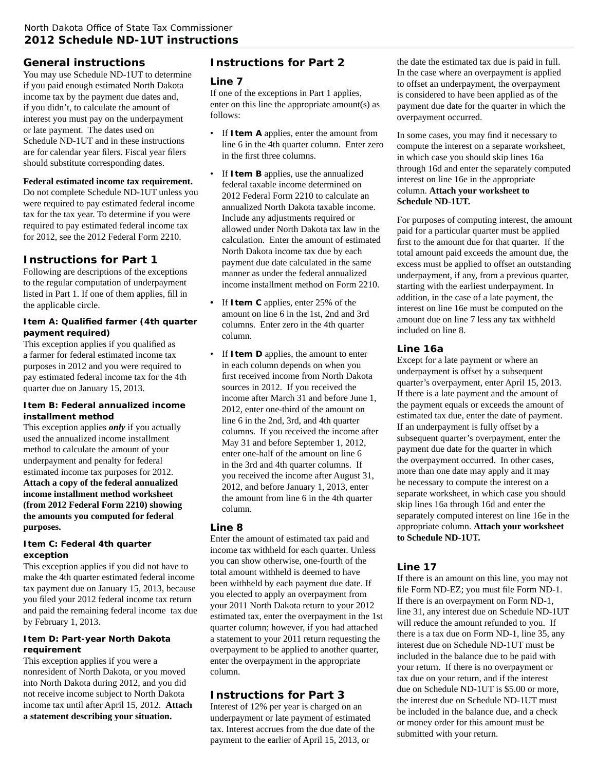# 2012 Schedule ND-1UT instructions

## General instructions

You may use Schedule ND-1UT to determine if you paid enough estimated North Dakota income tax by the payment due dates and, if you didn't, to calculate the amount of interest you must pay on the underpayment or late payment. The dates used on Schedule ND-1UT and in these instructions are for calendar year filers. Fiscal year filers should substitute corresponding dates.

**Federal estimated income tax requirement.** Do not complete Schedule ND-1UT unless you were required to pay estimated federal income tax for the tax year. To determine if you were required to pay estimated federal income tax for 2012, see the 2012 Federal Form 2210.

## Instructions for Part 1

Following are descriptions of the exceptions to the regular computation of underpayment listed in Part 1. If one of them applies, fill in the applicable circle.

### Item A: Qualified farmer (4th quarter payment required)

This exception applies if you qualified as a farmer for federal estimated income tax purposes in 2012 and you were required to pay estimated federal income tax for the 4th quarter due on January 15, 2013.

### Item B: Federal annualized income installment method

This exception applies ***only*** if you actually used the annualized income installment method to calculate the amount of your underpayment and penalty for federal estimated income tax purposes for 2012. **Attach a copy of the federal annualized income installment method worksheet (from 2012 Federal Form 2210) showing the amounts you computed for federal purposes.**

### Item C: Federal 4th quarter exception

This exception applies if you did not have to make the 4th quarter estimated federal income tax payment due on January 15, 2013, because you filed your 2012 federal income tax return and paid the remaining federal income tax due by February 1, 2013.

### Item D: Part-year North Dakota requirement

This exception applies if you were a nonresident of North Dakota, or you moved into North Dakota during 2012, and you did not receive income subject to North Dakota income tax until after April 15, 2012. **Attach a statement describing your situation.**

## Instructions for Part 2

### Line 7

If one of the exceptions in Part 1 applies, enter on this line the appropriate amount(s) as follows:

- If **Item A** applies, enter the amount from line 6 in the 4th quarter column. Enter zero in the first three columns.
- If **Item B** applies, use the annualized federal taxable income determined on 2012 Federal Form 2210 to calculate an annualized North Dakota taxable income. Include any adjustments required or allowed under North Dakota tax law in the calculation. Enter the amount of estimated North Dakota income tax due by each payment due date calculated in the same manner as under the federal annualized income installment method on Form 2210.
- If **Item C** applies, enter 25% of the amount on line 6 in the 1st, 2nd and 3rd columns. Enter zero in the 4th quarter column.
- If **Item D** applies, the amount to enter in each column depends on when you first received income from North Dakota sources in 2012. If you received the income after March 31 and before June 1, 2012, enter one-third of the amount on line 6 in the 2nd, 3rd, and 4th quarter columns. If you received the income after May 31 and before September 1, 2012, enter one-half of the amount on line 6 in the 3rd and 4th quarter columns. If you received the income after August 31, 2012, and before January 1, 2013, enter the amount from line 6 in the 4th quarter column.

### Line 8

Enter the amount of estimated tax paid and income tax withheld for each quarter. Unless you can show otherwise, one-fourth of the total amount withheld is deemed to have been withheld by each payment due date. If you elected to apply an overpayment from your 2011 North Dakota return to your 2012 estimated tax, enter the overpayment in the 1st quarter column; however, if you had attached a statement to your 2011 return requesting the overpayment to be applied to another quarter, enter the overpayment in the appropriate column.

## Instructions for Part 3

Interest of 12% per year is charged on an underpayment or late payment of estimated tax. Interest accrues from the due date of the payment to the earlier of April 15, 2013, or the date the estimated tax due is paid in full. In the case where an overpayment is applied to offset an underpayment, the overpayment is considered to have been applied as of the payment due date for the quarter in which the overpayment occurred.

In some cases, you may find it necessary to compute the interest on a separate worksheet, in which case you should skip lines 16a through 16d and enter the separately computed interest on line 16e in the appropriate column. **Attach your worksheet to Schedule ND-1UT.**

For purposes of computing interest, the amount paid for a particular quarter must be applied first to the amount due for that quarter. If the total amount paid exceeds the amount due, the excess must be applied to offset an outstanding underpayment, if any, from a previous quarter, starting with the earliest underpayment. In addition, in the case of a late payment, the interest on line 16e must be computed on the amount due on line 7 less any tax withheld included on line 8.

### Line 16a

Except for a late payment or where an underpayment is offset by a subsequent quarter's overpayment, enter April 15, 2013. If there is a late payment and the amount of the payment equals or exceeds the amount of estimated tax due, enter the date of payment. If an underpayment is fully offset by a subsequent quarter's overpayment, enter the payment due date for the quarter in which the overpayment occurred. In other cases, more than one date may apply and it may be necessary to compute the interest on a separate worksheet, in which case you should skip lines 16a through 16d and enter the separately computed interest on line 16e in the appropriate column. **Attach your worksheet to Schedule ND-1UT.**

### Line 17

If there is an amount on this line, you may not file Form ND-EZ; you must file Form ND-1. If there is an overpayment on Form ND-1, line 31, any interest due on Schedule ND-1UT will reduce the amount refunded to you. If there is a tax due on Form ND-1, line 35, any interest due on Schedule ND-1UT must be included in the balance due to be paid with your return. If there is no overpayment or tax due on your return, and if the interest due on Schedule ND-1UT is $5.00 or more, the interest due on Schedule ND-1UT must be included in the balance due, and a check or money order for this amount must be submitted with your return.